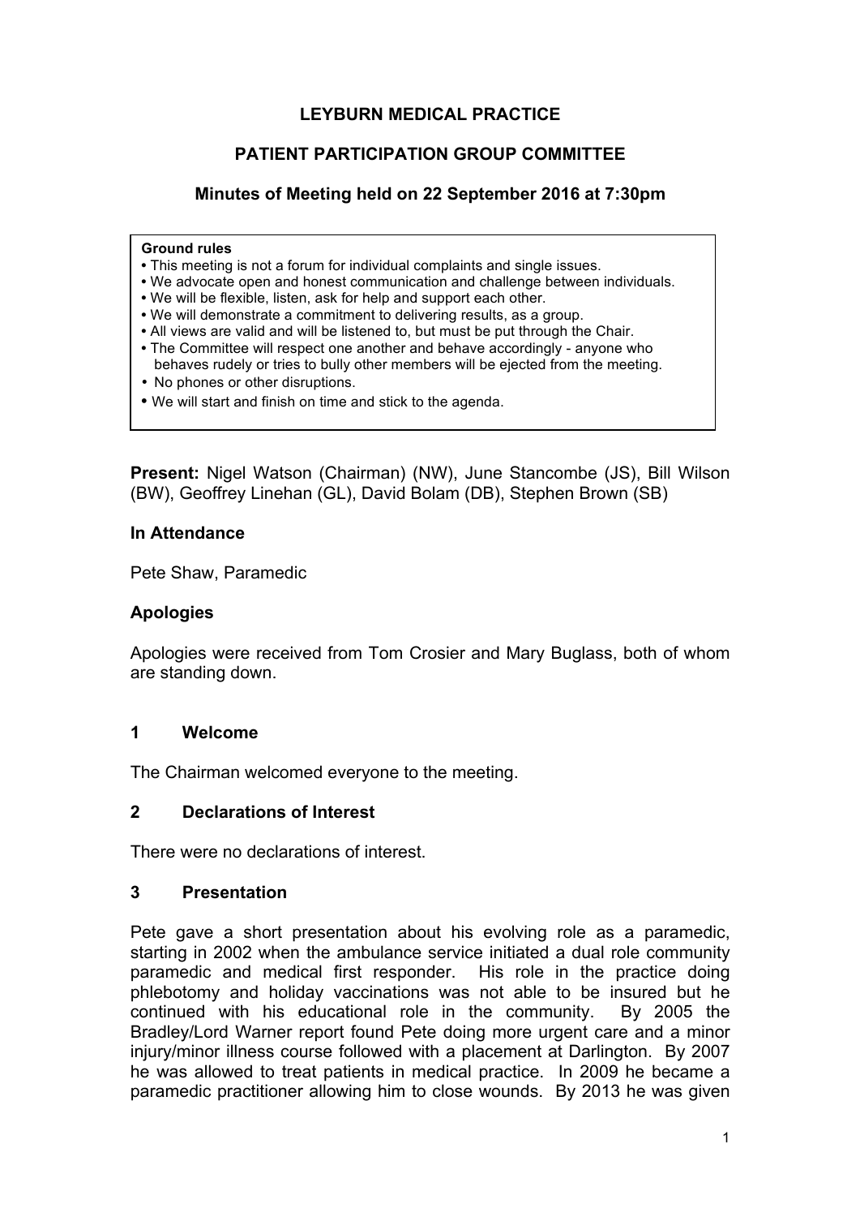# LEYBURN MEDICAL PRACTICE

## PATIENT PARTICIPATION GROUP COMMITTEE

### Minutes of Meeting held on 22 September 2016 at 7:30pm

> **Ground rules**
> - This meeting is not a forum for individual complaints and single issues.
> - We advocate open and honest communication and challenge between individuals.
> - We will be flexible, listen, ask for help and support each other.
> - We will demonstrate a commitment to delivering results, as a group.
> - All views are valid and will be listened to, but must be put through the Chair.
> - The Committee will respect one another and behave accordingly - anyone who behaves rudely or tries to bully other members will be ejected from the meeting.
> - No phones or other disruptions.
> - We will start and finish on time and stick to the agenda.

**Present:** Nigel Watson (Chairman) (NW), June Stancombe (JS), Bill Wilson (BW), Geoffrey Linehan (GL), David Bolam (DB), Stephen Brown (SB)

**In Attendance**

Pete Shaw, Paramedic

**Apologies**

Apologies were received from Tom Crosier and Mary Buglass, both of whom are standing down.

**1 Welcome**

The Chairman welcomed everyone to the meeting.

**2 Declarations of Interest**

There were no declarations of interest.

**3 Presentation**

Pete gave a short presentation about his evolving role as a paramedic, starting in 2002 when the ambulance service initiated a dual role community paramedic and medical first responder. His role in the practice doing phlebotomy and holiday vaccinations was not able to be insured but he continued with his educational role in the community. By 2005 the Bradley/Lord Warner report found Pete doing more urgent care and a minor injury/minor illness course followed with a placement at Darlington. By 2007 he was allowed to treat patients in medical practice. In 2009 he became a paramedic practitioner allowing him to close wounds. By 2013 he was given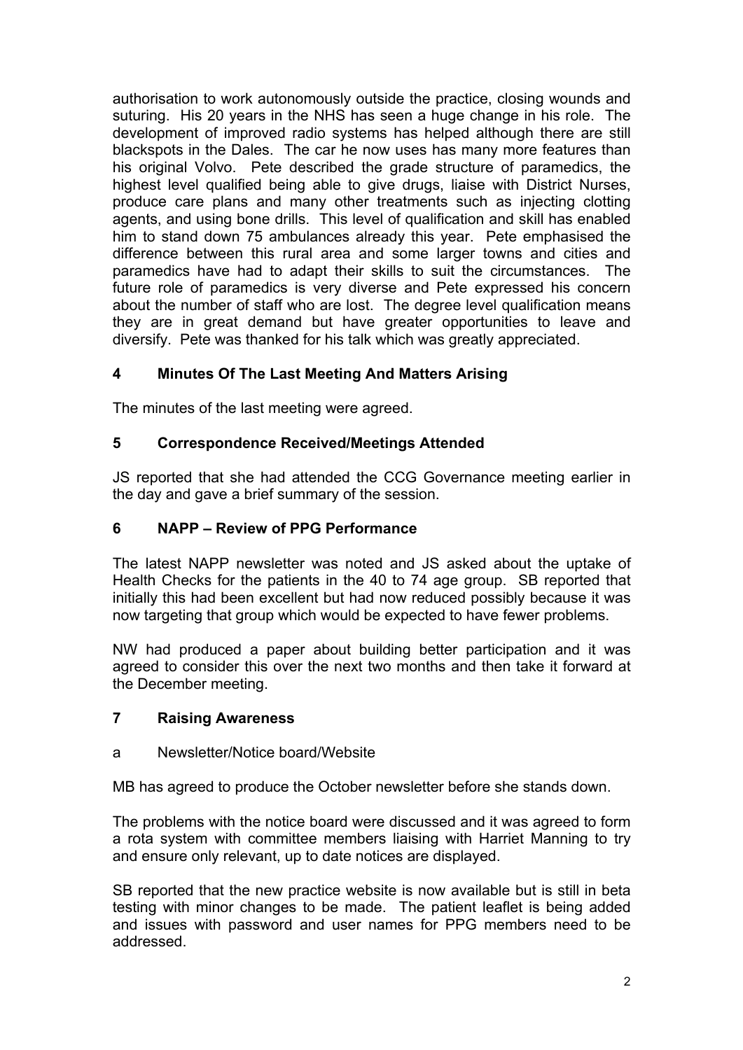authorisation to work autonomously outside the practice, closing wounds and suturing. His 20 years in the NHS has seen a huge change in his role. The development of improved radio systems has helped although there are still blackspots in the Dales. The car he now uses has many more features than his original Volvo. Pete described the grade structure of paramedics, the highest level qualified being able to give drugs, liaise with District Nurses, produce care plans and many other treatments such as injecting clotting agents, and using bone drills. This level of qualification and skill has enabled him to stand down 75 ambulances already this year. Pete emphasised the difference between this rural area and some larger towns and cities and paramedics have had to adapt their skills to suit the circumstances. The future role of paramedics is very diverse and Pete expressed his concern about the number of staff who are lost. The degree level qualification means they are in great demand but have greater opportunities to leave and diversify. Pete was thanked for his talk which was greatly appreciated.

## 4 Minutes Of The Last Meeting And Matters Arising

The minutes of the last meeting were agreed.

## 5 Correspondence Received/Meetings Attended

JS reported that she had attended the CCG Governance meeting earlier in the day and gave a brief summary of the session.

## 6 NAPP – Review of PPG Performance

The latest NAPP newsletter was noted and JS asked about the uptake of Health Checks for the patients in the 40 to 74 age group. SB reported that initially this had been excellent but had now reduced possibly because it was now targeting that group which would be expected to have fewer problems.

NW had produced a paper about building better participation and it was agreed to consider this over the next two months and then take it forward at the December meeting.

## 7 Raising Awareness

a Newsletter/Notice board/Website

MB has agreed to produce the October newsletter before she stands down.

The problems with the notice board were discussed and it was agreed to form a rota system with committee members liaising with Harriet Manning to try and ensure only relevant, up to date notices are displayed.

SB reported that the new practice website is now available but is still in beta testing with minor changes to be made. The patient leaflet is being added and issues with password and user names for PPG members need to be addressed.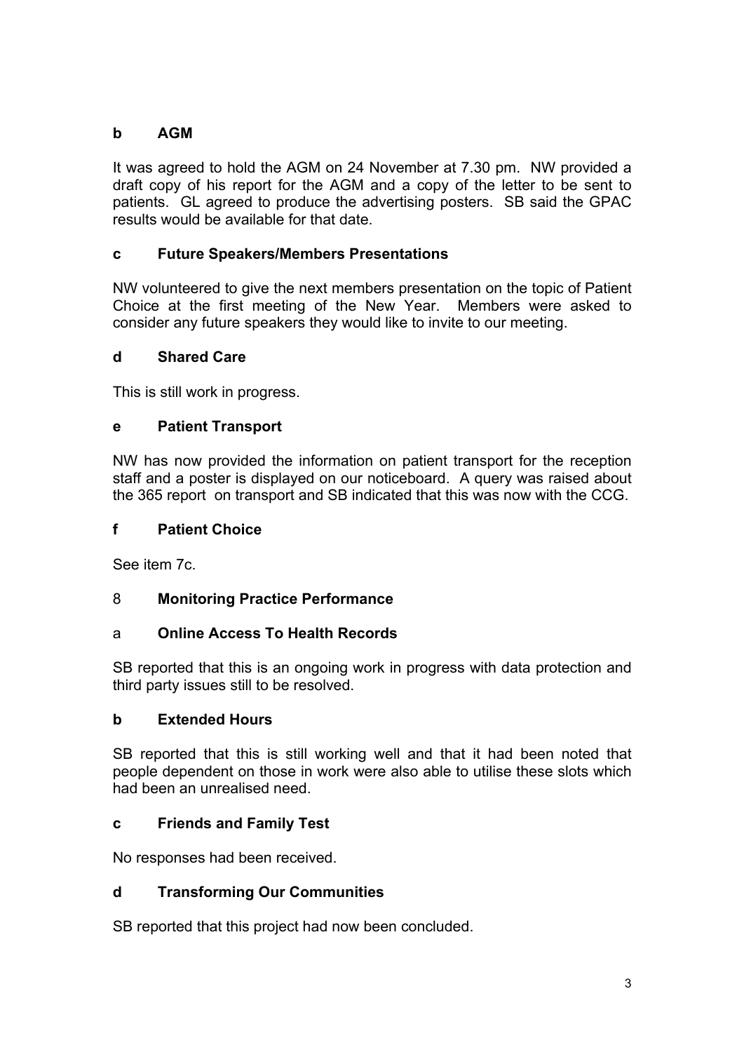**b AGM**

It was agreed to hold the AGM on 24 November at 7.30 pm. NW provided a draft copy of his report for the AGM and a copy of the letter to be sent to patients. GL agreed to produce the advertising posters. SB said the GPAC results would be available for that date.

**c Future Speakers/Members Presentations**

NW volunteered to give the next members presentation on the topic of Patient Choice at the first meeting of the New Year. Members were asked to consider any future speakers they would like to invite to our meeting.

**d Shared Care**

This is still work in progress.

**e Patient Transport**

NW has now provided the information on patient transport for the reception staff and a poster is displayed on our noticeboard. A query was raised about the 365 report on transport and SB indicated that this was now with the CCG.

**f Patient Choice**

See item 7c.

8 **Monitoring Practice Performance**

a **Online Access To Health Records**

SB reported that this is an ongoing work in progress with data protection and third party issues still to be resolved.

**b Extended Hours**

SB reported that this is still working well and that it had been noted that people dependent on those in work were also able to utilise these slots which had been an unrealised need.

**c Friends and Family Test**

No responses had been received.

**d Transforming Our Communities**

SB reported that this project had now been concluded.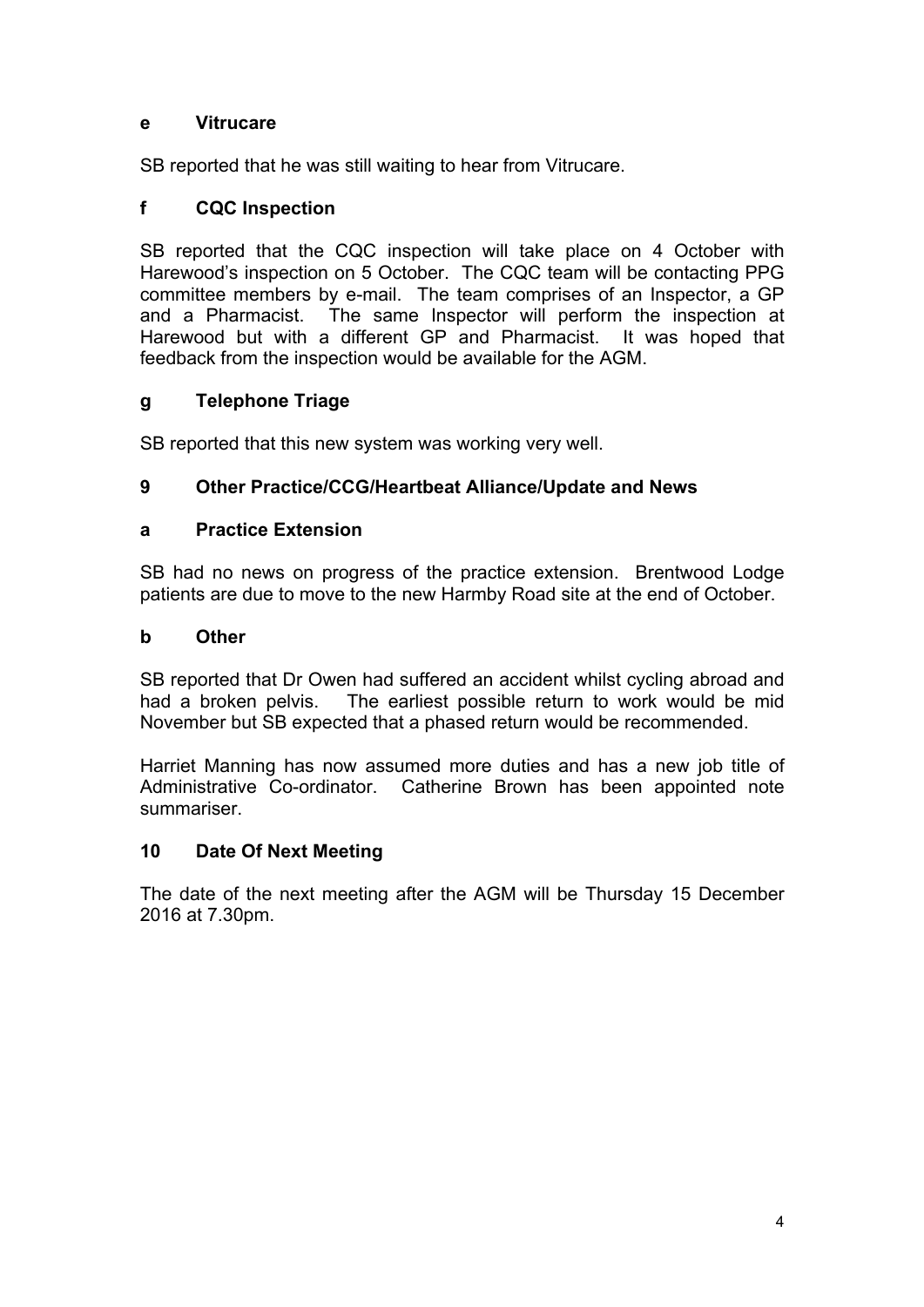**e Vitrucare**

SB reported that he was still waiting to hear from Vitrucare.

**f CQC Inspection**

SB reported that the CQC inspection will take place on 4 October with Harewood's inspection on 5 October. The CQC team will be contacting PPG committee members by e-mail. The team comprises of an Inspector, a GP and a Pharmacist. The same Inspector will perform the inspection at Harewood but with a different GP and Pharmacist. It was hoped that feedback from the inspection would be available for the AGM.

**g Telephone Triage**

SB reported that this new system was working very well.

## 9 Other Practice/CCG/Heartbeat Alliance/Update and News

**a Practice Extension**

SB had no news on progress of the practice extension. Brentwood Lodge patients are due to move to the new Harmby Road site at the end of October.

**b Other**

SB reported that Dr Owen had suffered an accident whilst cycling abroad and had a broken pelvis. The earliest possible return to work would be mid November but SB expected that a phased return would be recommended.

Harriet Manning has now assumed more duties and has a new job title of Administrative Co-ordinator. Catherine Brown has been appointed note summariser.

## 10 Date Of Next Meeting

The date of the next meeting after the AGM will be Thursday 15 December 2016 at 7.30pm.